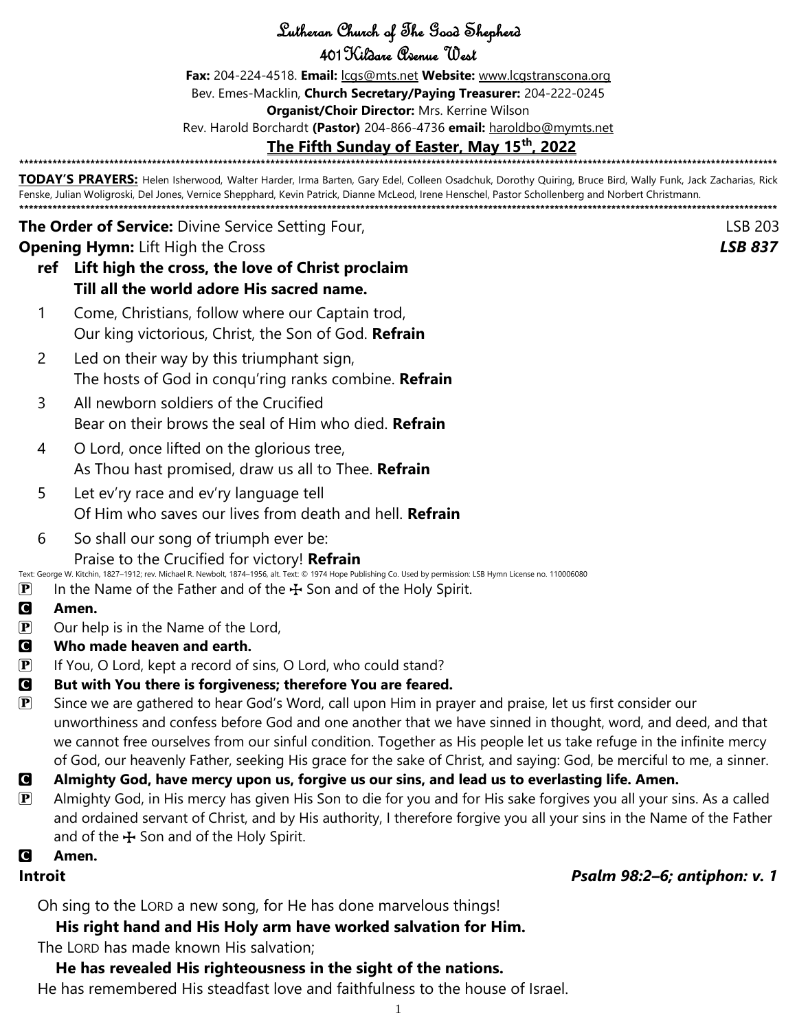# Lutheran Church of The Good Shepherd

## 401 Kildare Avenue West

**Fax:** 204-224-4518. **Email:** lcgs@mts.net **Website:** www.lcgstranscona.org

Bev. Emes-Macklin, **Church Secretary/Paying Treasurer:** 204-222-0245

**Organist/Choir Director:** Mrs. Kerrine Wilson

Rev. Harold Borchardt **(Pastor)** 204-866-4736 **email:** haroldbo@mymts.net

## The Fifth Sunday of Easter, May 15th, 2022

**************************************************************************

**TODAY'S PRAYERS:** Helen Isherwood, Walter Harder, Irma Barten, Gary Edel, Colleen Osadchuk, Dorothy Quiring, Bruce Bird, Wally Funk, Jack Zacharias, Rick Fenske, Julian Woligroski, Del Jones, Vernice Shepphard, Kevin Patrick, Dianne McLeod, Irene Henschel, Pastor Schollenberg and Norbert Christmann.

**************************************************************************

**The Order of Service:** Divine Service Setting Four, LSB 203

**Opening Hymn:** Lift High the Cross ***LSB 837***

**ref Lift high the cross, the love of Christ proclaim
Till all the world adore His sacred name.**

1 Come, Christians, follow where our Captain trod,
Our king victorious, Christ, the Son of God. **Refrain**

2 Led on their way by this triumphant sign,
The hosts of God in conqu'ring ranks combine. **Refrain**

3 All newborn soldiers of the Crucified
Bear on their brows the seal of Him who died. **Refrain**

4 O Lord, once lifted on the glorious tree,
As Thou hast promised, draw us all to Thee. **Refrain**

5 Let ev'ry race and ev'ry language tell
Of Him who saves our lives from death and hell. **Refrain**

6 So shall our song of triumph ever be:
Praise to the Crucified for victory! **Refrain**

Text: George W. Kitchin, 1827–1912; rev. Michael R. Newbolt, 1874–1956, alt. Text: © 1974 Hope Publishing Co. Used by permission: LSB Hymn License no. 110006080

P In the Name of the Father and of the ☩ Son and of the Holy Spirit.

C **Amen.**

P Our help is in the Name of the Lord,

C **Who made heaven and earth.**

P If You, O Lord, kept a record of sins, O Lord, who could stand?

C **But with You there is forgiveness; therefore You are feared.**

P Since we are gathered to hear God's Word, call upon Him in prayer and praise, let us first consider our unworthiness and confess before God and one another that we have sinned in thought, word, and deed, and that we cannot free ourselves from our sinful condition. Together as His people let us take refuge in the infinite mercy of God, our heavenly Father, seeking His grace for the sake of Christ, and saying: God, be merciful to me, a sinner.

C **Almighty God, have mercy upon us, forgive us our sins, and lead us to everlasting life. Amen.**

P Almighty God, in His mercy has given His Son to die for you and for His sake forgives you all your sins. As a called and ordained servant of Christ, and by His authority, I therefore forgive you all your sins in the Name of the Father and of the ☩ Son and of the Holy Spirit.

C **Amen.**

**Introit** ***Psalm 98:2–6; antiphon: v. 1***

Oh sing to the LORD a new song, for He has done marvelous things!

**His right hand and His Holy arm have worked salvation for Him.**

The LORD has made known His salvation;

**He has revealed His righteousness in the sight of the nations.**

He has remembered His steadfast love and faithfulness to the house of Israel.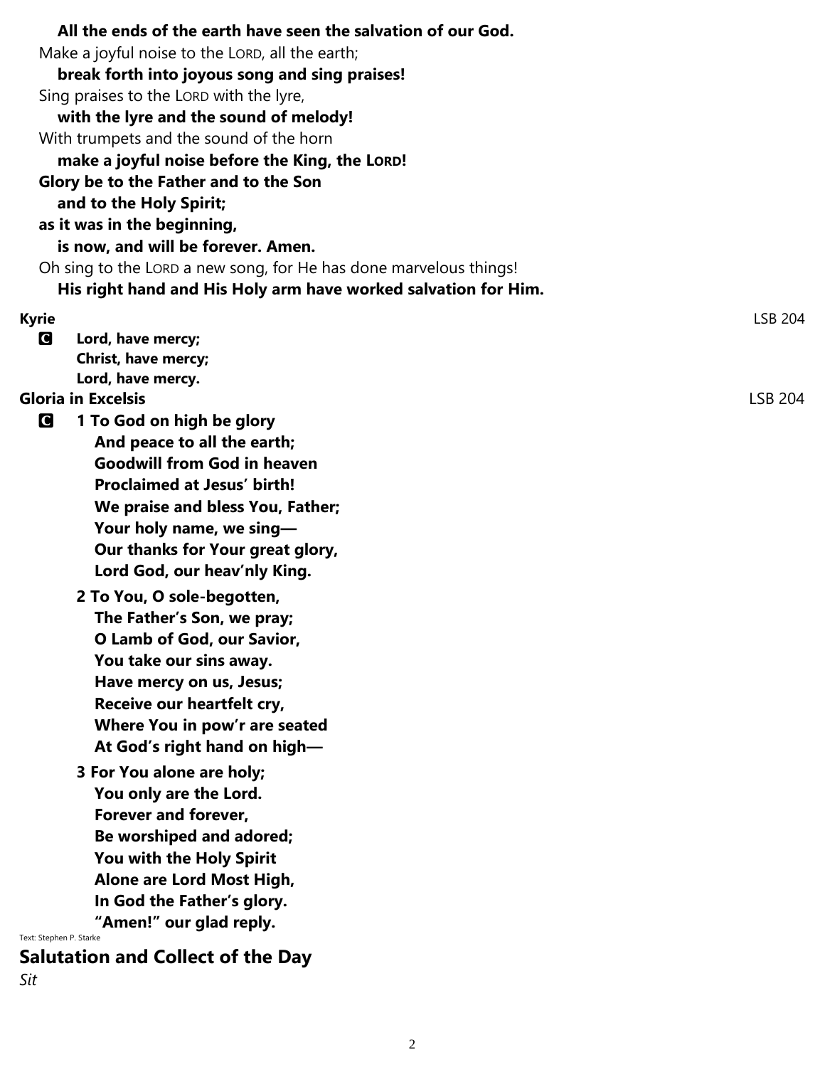**All the ends of the earth have seen the salvation of our God.**

Make a joyful noise to the LORD, all the earth;

**break forth into joyous song and sing praises!**

Sing praises to the LORD with the lyre,

**with the lyre and the sound of melody!**

With trumpets and the sound of the horn

**make a joyful noise before the King, the LORD!**

**Glory be to the Father and to the Son**
**and to the Holy Spirit;**
**as it was in the beginning,**
**is now, and will be forever. Amen.**

Oh sing to the LORD a new song, for He has done marvelous things!

**His right hand and His Holy arm have worked salvation for Him.**

**Kyrie** LSB 204

**C** **Lord, have mercy;**
**Christ, have mercy;**
**Lord, have mercy.**

**Gloria in Excelsis** LSB 204

**C** **1 To God on high be glory**
**And peace to all the earth;**
**Goodwill from God in heaven**
**Proclaimed at Jesus' birth!**
**We praise and bless You, Father;**
**Your holy name, we sing—**
**Our thanks for Your great glory,**
**Lord God, our heav'nly King.**

**2 To You, O sole-begotten,**
**The Father's Son, we pray;**
**O Lamb of God, our Savior,**
**You take our sins away.**
**Have mercy on us, Jesus;**
**Receive our heartfelt cry,**
**Where You in pow'r are seated**
**At God's right hand on high—**

**3 For You alone are holy;**
**You only are the Lord.**
**Forever and forever,**
**Be worshiped and adored;**
**You with the Holy Spirit**
**Alone are Lord Most High,**
**In God the Father's glory.**
**"Amen!" our glad reply.**

Text: Stephen P. Starke

## Salutation and Collect of the Day

*Sit*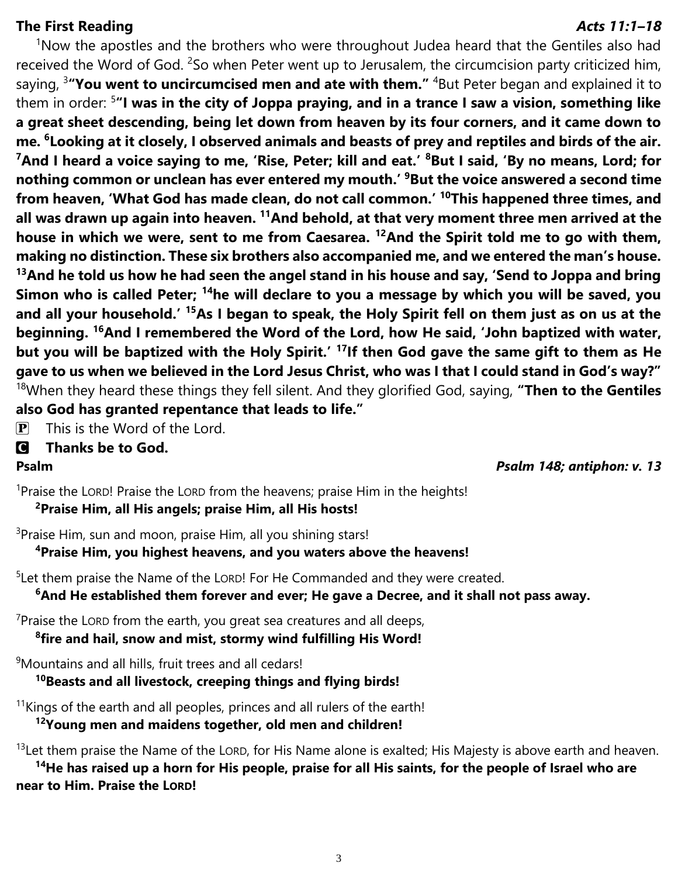**The First Reading** ***Acts 11:1–18***

[1]Now the apostles and the brothers who were throughout Judea heard that the Gentiles also had received the Word of God. [2]So when Peter went up to Jerusalem, the circumcision party criticized him, saying, [3]**"You went to uncircumcised men and ate with them."** [4]But Peter began and explained it to them in order: [5]**"I was in the city of Joppa praying, and in a trance I saw a vision, something like a great sheet descending, being let down from heaven by its four corners, and it came down to me. [6]Looking at it closely, I observed animals and beasts of prey and reptiles and birds of the air. [7]And I heard a voice saying to me, 'Rise, Peter; kill and eat.' [8]But I said, 'By no means, Lord; for nothing common or unclean has ever entered my mouth.' [9]But the voice answered a second time from heaven, 'What God has made clean, do not call common.' [10]This happened three times, and all was drawn up again into heaven. [11]And behold, at that very moment three men arrived at the house in which we were, sent to me from Caesarea. [12]And the Spirit told me to go with them, making no distinction. These six brothers also accompanied me, and we entered the man's house. [13]And he told us how he had seen the angel stand in his house and say, 'Send to Joppa and bring Simon who is called Peter; [14]he will declare to you a message by which you will be saved, you and all your household.' [15]As I began to speak, the Holy Spirit fell on them just as on us at the beginning. [16]And I remembered the Word of the Lord, how He said, 'John baptized with water, but you will be baptized with the Holy Spirit.' [17]If then God gave the same gift to them as He gave to us when we believed in the Lord Jesus Christ, who was I that I could stand in God's way?"** [18]When they heard these things they fell silent. And they glorified God, saying, **"Then to the Gentiles also God has granted repentance that leads to life."**

P This is the Word of the Lord.

C **Thanks be to God.**

**Psalm** ***Psalm 148; antiphon: v. 13***

[1]Praise the LORD! Praise the LORD from the heavens; praise Him in the heights!
**[2]Praise Him, all His angels; praise Him, all His hosts!**

[3]Praise Him, sun and moon, praise Him, all you shining stars!
**[4]Praise Him, you highest heavens, and you waters above the heavens!**

[5]Let them praise the Name of the LORD! For He Commanded and they were created.
**[6]And He established them forever and ever; He gave a Decree, and it shall not pass away.**

[7]Praise the LORD from the earth, you great sea creatures and all deeps,
**[8]fire and hail, snow and mist, stormy wind fulfilling His Word!**

[9]Mountains and all hills, fruit trees and all cedars!
**[10]Beasts and all livestock, creeping things and flying birds!**

[11]Kings of the earth and all peoples, princes and all rulers of the earth!
**[12]Young men and maidens together, old men and children!**

[13]Let them praise the Name of the LORD, for His Name alone is exalted; His Majesty is above earth and heaven.
**[14]He has raised up a horn for His people, praise for all His saints, for the people of Israel who are near to Him. Praise the LORD!**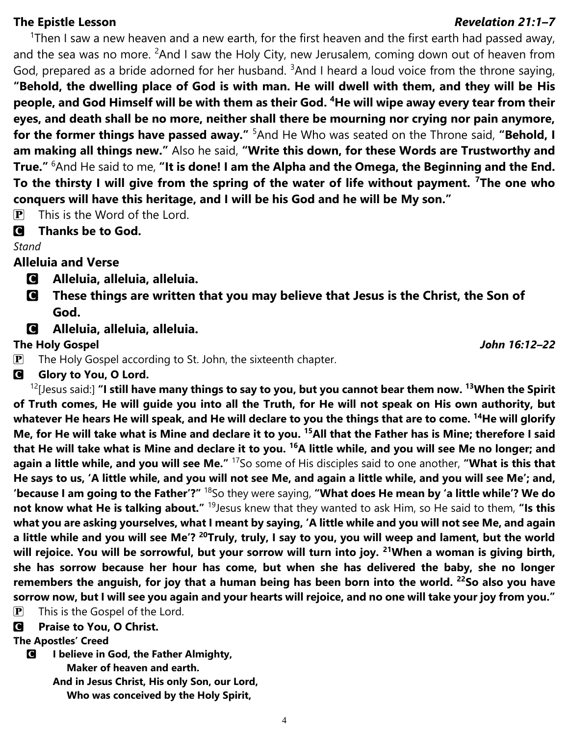**The Epistle Lesson** ***Revelation 21:1–7***

[1]Then I saw a new heaven and a new earth, for the first heaven and the first earth had passed away, and the sea was no more. [2]And I saw the Holy City, new Jerusalem, coming down out of heaven from God, prepared as a bride adorned for her husband. [3]And I heard a loud voice from the throne saying, **"Behold, the dwelling place of God is with man. He will dwell with them, and they will be His people, and God Himself will be with them as their God. [4]He will wipe away every tear from their eyes, and death shall be no more, neither shall there be mourning nor crying nor pain anymore, for the former things have passed away."** [5]And He Who was seated on the Throne said, **"Behold, I am making all things new."** Also he said, **"Write this down, for these Words are Trustworthy and True."** [6]And He said to me, **"It is done! I am the Alpha and the Omega, the Beginning and the End. To the thirsty I will give from the spring of the water of life without payment. [7]The one who conquers will have this heritage, and I will be his God and he will be My son."**

P This is the Word of the Lord.

C **Thanks be to God.**

*Stand*

## Alleluia and Verse

C **Alleluia, alleluia, alleluia.**

C **These things are written that you may believe that Jesus is the Christ, the Son of God.**

C **Alleluia, alleluia, alleluia.**

**The Holy Gospel** ***John 16:12–22***

P The Holy Gospel according to St. John, the sixteenth chapter.

C **Glory to You, O Lord.**

[12][Jesus said:] **"I still have many things to say to you, but you cannot bear them now. [13]When the Spirit of Truth comes, He will guide you into all the Truth, for He will not speak on His own authority, but whatever He hears He will speak, and He will declare to you the things that are to come. [14]He will glorify Me, for He will take what is Mine and declare it to you. [15]All that the Father has is Mine; therefore I said that He will take what is Mine and declare it to you. [16]A little while, and you will see Me no longer; and again a little while, and you will see Me."** [17]So some of His disciples said to one another, **"What is this that He says to us, 'A little while, and you will not see Me, and again a little while, and you will see Me'; and, 'because I am going to the Father'?"** [18]So they were saying, **"What does He mean by 'a little while'? We do not know what He is talking about."** [19]Jesus knew that they wanted to ask Him, so He said to them, **"Is this what you are asking yourselves, what I meant by saying, 'A little while and you will not see Me, and again a little while and you will see Me'? [20]Truly, truly, I say to you, you will weep and lament, but the world will rejoice. You will be sorrowful, but your sorrow will turn into joy. [21]When a woman is giving birth, she has sorrow because her hour has come, but when she has delivered the baby, she no longer remembers the anguish, for joy that a human being has been born into the world. [22]So also you have sorrow now, but I will see you again and your hearts will rejoice, and no one will take your joy from you."**

P This is the Gospel of the Lord.

C **Praise to You, O Christ.**

**The Apostles' Creed**

C **I believe in God, the Father Almighty,**
**Maker of heaven and earth.**
**And in Jesus Christ, His only Son, our Lord,**
**Who was conceived by the Holy Spirit,**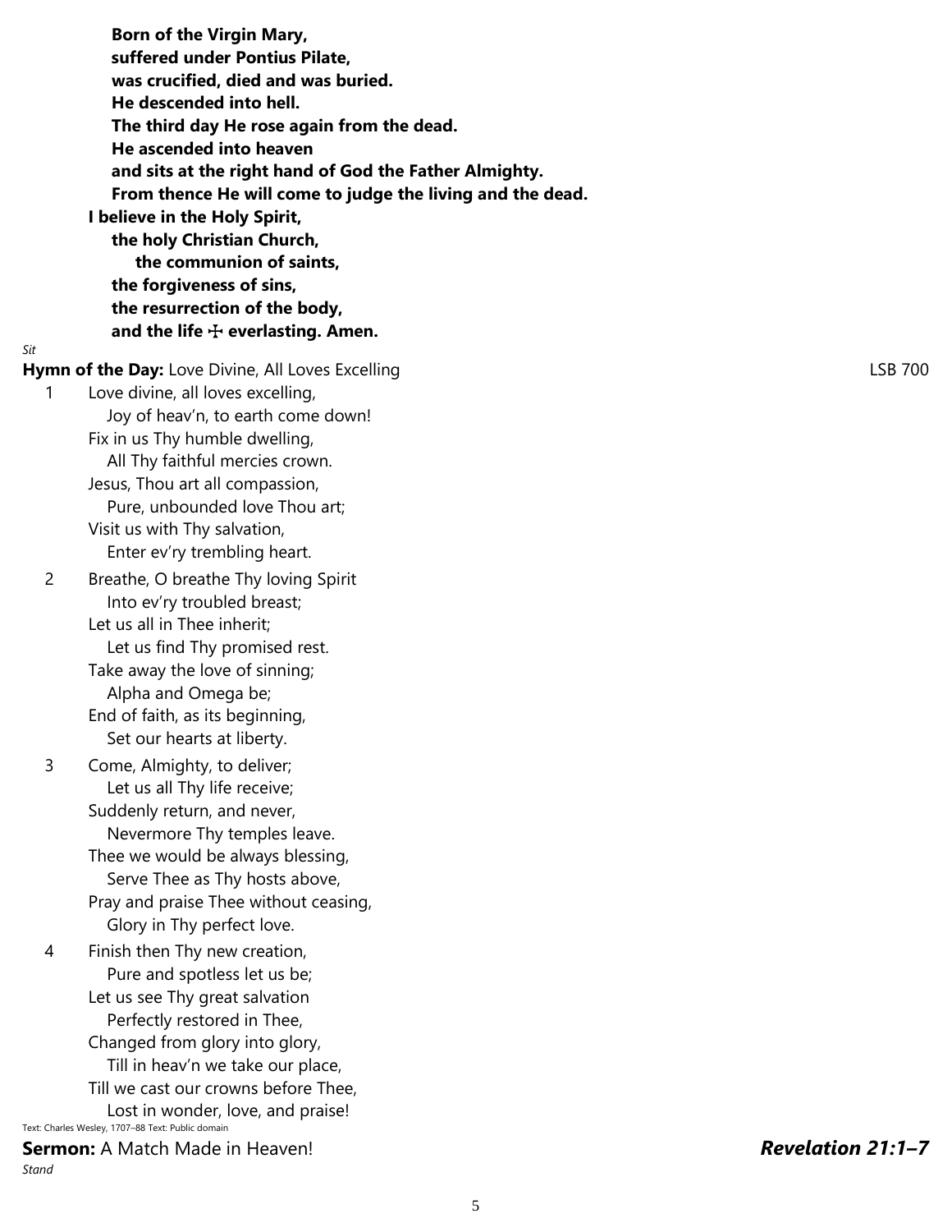**Born of the Virgin Mary,**
**suffered under Pontius Pilate,**
**was crucified, died and was buried.**
**He descended into hell.**
**The third day He rose again from the dead.**
**He ascended into heaven**
**and sits at the right hand of God the Father Almighty.**
**From thence He will come to judge the living and the dead.**
**I believe in the Holy Spirit,**
**the holy Christian Church,**
**the communion of saints,**
**the forgiveness of sins,**
**the resurrection of the body,**
**and the life ☩ everlasting. Amen.**

*Sit*

**Hymn of the Day:** Love Divine, All Loves Excelling LSB 700

1 Love divine, all loves excelling,
Joy of heav'n, to earth come down!
Fix in us Thy humble dwelling,
All Thy faithful mercies crown.
Jesus, Thou art all compassion,
Pure, unbounded love Thou art;
Visit us with Thy salvation,
Enter ev'ry trembling heart.

2 Breathe, O breathe Thy loving Spirit
Into ev'ry troubled breast;
Let us all in Thee inherit;
Let us find Thy promised rest.
Take away the love of sinning;
Alpha and Omega be;
End of faith, as its beginning,
Set our hearts at liberty.

3 Come, Almighty, to deliver;
Let us all Thy life receive;
Suddenly return, and never,
Nevermore Thy temples leave.
Thee we would be always blessing,
Serve Thee as Thy hosts above,
Pray and praise Thee without ceasing,
Glory in Thy perfect love.

4 Finish then Thy new creation,
Pure and spotless let us be;
Let us see Thy great salvation
Perfectly restored in Thee,
Changed from glory into glory,
Till in heav'n we take our place,
Till we cast our crowns before Thee,
Lost in wonder, love, and praise!

Text: Charles Wesley, 1707–88 Text: Public domain

**Sermon:** A Match Made in Heaven! ***Revelation 21:1–7***

*Stand*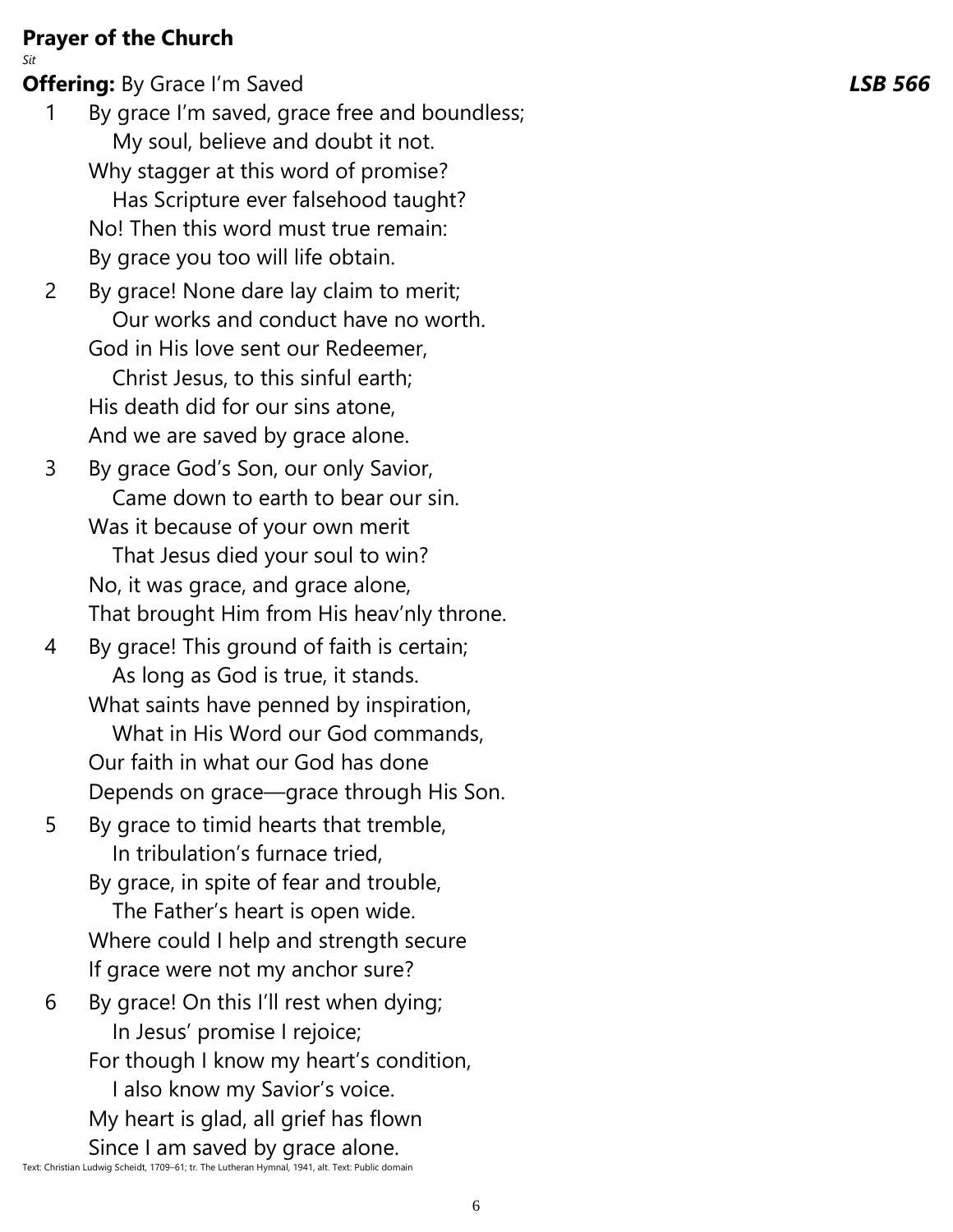**Prayer of the Church**

*Sit*

**Offering:** By Grace I'm Saved ***LSB 566***

1 By grace I'm saved, grace free and boundless;
   My soul, believe and doubt it not.
Why stagger at this word of promise?
   Has Scripture ever falsehood taught?
No! Then this word must true remain:
By grace you too will life obtain.

2 By grace! None dare lay claim to merit;
   Our works and conduct have no worth.
God in His love sent our Redeemer,
   Christ Jesus, to this sinful earth;
His death did for our sins atone,
And we are saved by grace alone.

3 By grace God's Son, our only Savior,
   Came down to earth to bear our sin.
Was it because of your own merit
   That Jesus died your soul to win?
No, it was grace, and grace alone,
That brought Him from His heav'nly throne.

4 By grace! This ground of faith is certain;
   As long as God is true, it stands.
What saints have penned by inspiration,
   What in His Word our God commands,
Our faith in what our God has done
Depends on grace—grace through His Son.

5 By grace to timid hearts that tremble,
   In tribulation's furnace tried,
By grace, in spite of fear and trouble,
   The Father's heart is open wide.
Where could I help and strength secure
If grace were not my anchor sure?

6 By grace! On this I'll rest when dying;
   In Jesus' promise I rejoice;
For though I know my heart's condition,
   I also know my Savior's voice.
My heart is glad, all grief has flown
Since I am saved by grace alone.

Text: Christian Ludwig Scheidt, 1709–61; tr. The Lutheran Hymnal, 1941, alt. Text: Public domain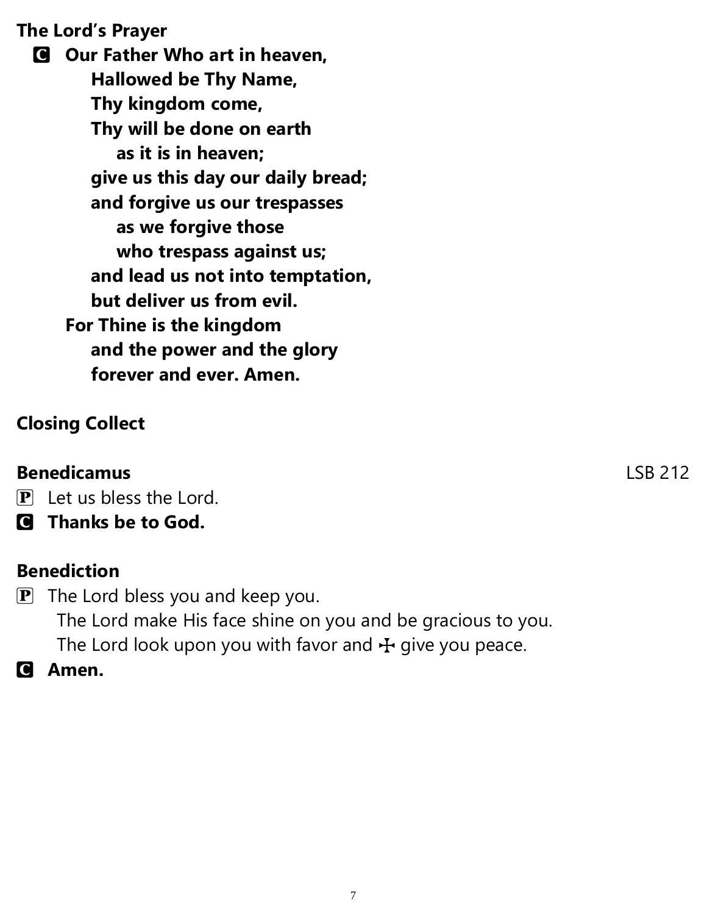**The Lord's Prayer**

**C** **Our Father Who art in heaven,**
**Hallowed be Thy Name,**
**Thy kingdom come,**
**Thy will be done on earth**
**as it is in heaven;**
**give us this day our daily bread;**
**and forgive us our trespasses**
**as we forgive those**
**who trespass against us;**
**and lead us not into temptation,**
**but deliver us from evil.**
**For Thine is the kingdom**
**and the power and the glory**
**forever and ever. Amen.**

**Closing Collect**

**Benedicamus** LSB 212

**P** Let us bless the Lord.

**C** **Thanks be to God.**

**Benediction**

**P** The Lord bless you and keep you.
The Lord make His face shine on you and be gracious to you.
The Lord look upon you with favor and ☩ give you peace.

**C** **Amen.**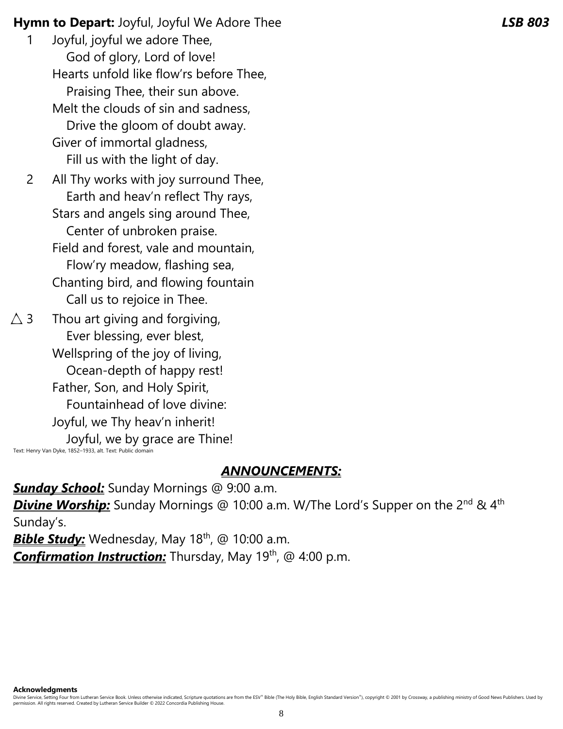**Hymn to Depart:** Joyful, Joyful We Adore Thee ***LSB 803***

1 Joyful, joyful we adore Thee,
God of glory, Lord of love!
Hearts unfold like flow'rs before Thee,
Praising Thee, their sun above.
Melt the clouds of sin and sadness,
Drive the gloom of doubt away.
Giver of immortal gladness,
Fill us with the light of day.

2 All Thy works with joy surround Thee,
Earth and heav'n reflect Thy rays,
Stars and angels sing around Thee,
Center of unbroken praise.
Field and forest, vale and mountain,
Flow'ry meadow, flashing sea,
Chanting bird, and flowing fountain
Call us to rejoice in Thee.

△ 3 Thou art giving and forgiving,
Ever blessing, ever blest,
Wellspring of the joy of living,
Ocean-depth of happy rest!
Father, Son, and Holy Spirit,
Fountainhead of love divine:
Joyful, we Thy heav'n inherit!
Joyful, we by grace are Thine!

Text: Henry Van Dyke, 1852–1933, alt. Text: Public domain

## ***ANNOUNCEMENTS:***

***Sunday School:*** Sunday Mornings @ 9:00 a.m.

***Divine Worship:*** Sunday Mornings @ 10:00 a.m. W/The Lord's Supper on the 2nd & 4th Sunday's.

***Bible Study:*** Wednesday, May 18th, @ 10:00 a.m.

***Confirmation Instruction:*** Thursday, May 19th, @ 4:00 p.m.

**Acknowledgments**

Divine Service, Setting Four from Lutheran Service Book. Unless otherwise indicated, Scripture quotations are from the ESV® Bible (The Holy Bible, English Standard Version®), copyright © 2001 by Crossway, a publishing ministry of Good News Publishers. Used by permission. All rights reserved. Created by Lutheran Service Builder © 2022 Concordia Publishing House.